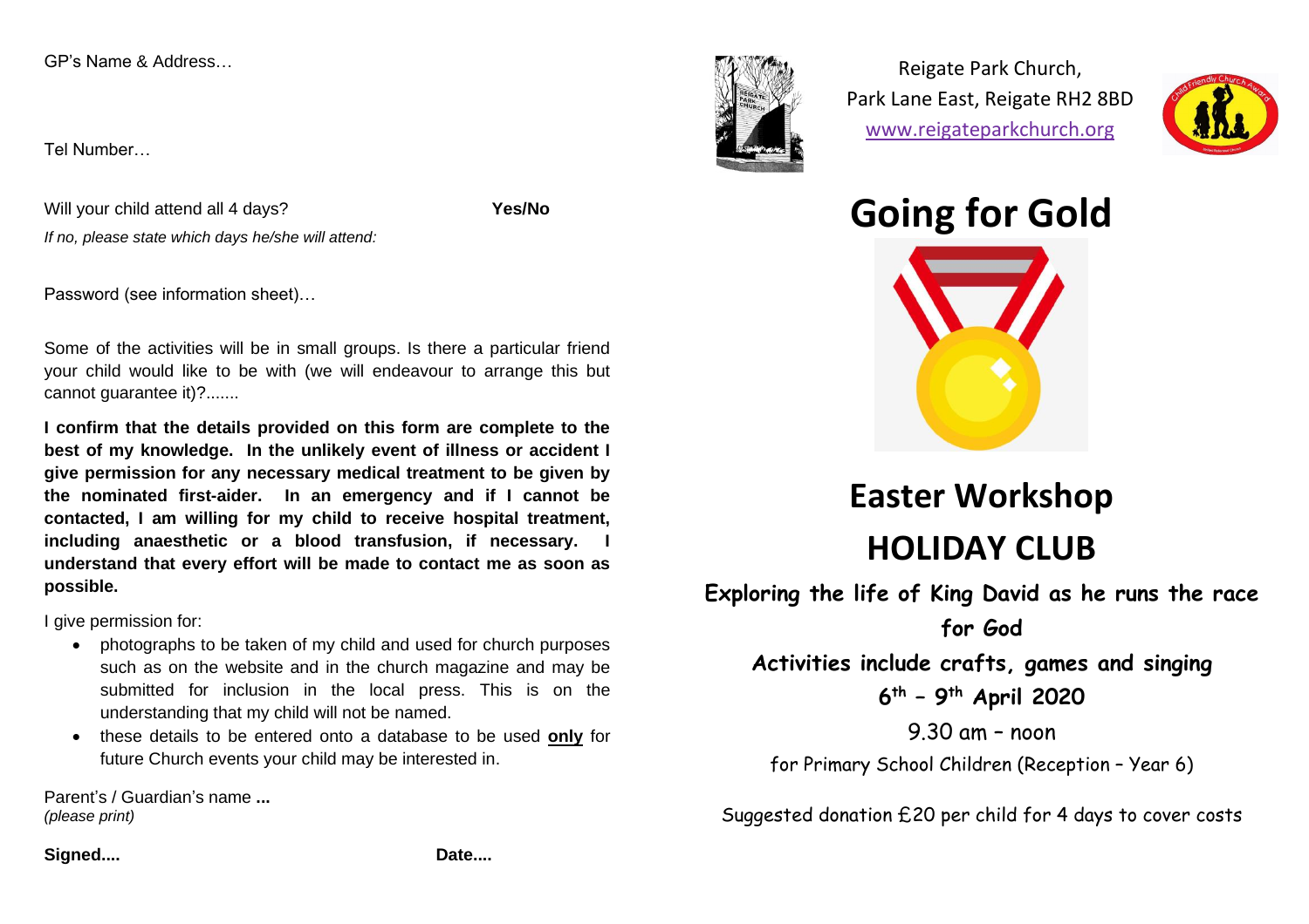GP's Name & Address…

Tel Number…

Will your child attend all 4 days? **Yes/No**

*If no, please state which days he/she will attend:*

Password (see information sheet)…

Some of the activities will be in small groups. Is there a particular friend your child would like to be with (we will endeavour to arrange this but cannot guarantee it)?.......

**I confirm that the details provided on this form are complete to the best of my knowledge. In the unlikely event of illness or accident I give permission for any necessary medical treatment to be given by the nominated first-aider. In an emergency and if I cannot be contacted, I am willing for my child to receive hospital treatment, including anaesthetic or a blood transfusion, if necessary. I understand that every effort will be made to contact me as soon as possible.**

I give permission for:

- photographs to be taken of my child and used for church purposes such as on the website and in the church magazine and may be submitted for inclusion in the local press. This is on the understanding that my child will not be named.
- these details to be entered onto a database to be used **only** for future Church events your child may be interested in.

Parent's / Guardian's name **...**
*(please print)*

**Signed....** **Date....**

Reigate Park Church,
Park Lane East, Reigate RH2 8BD
www.reigateparkchurch.org

# Going for Gold

# Easter Workshop

# HOLIDAY CLUB

**Exploring the life of King David as he runs the race for God**

**Activities include crafts, games and singing**

**6th – 9th April 2020**

9.30 am – noon

for Primary School Children (Reception – Year 6)

Suggested donation £20 per child for 4 days to cover costs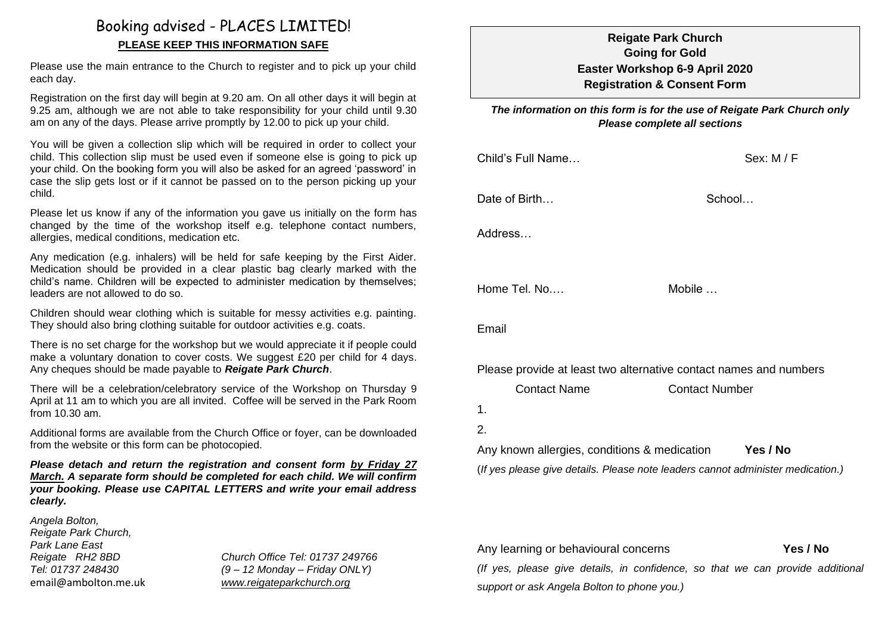# Booking advised - PLACES LIMITED!

**PLEASE KEEP THIS INFORMATION SAFE**

Please use the main entrance to the Church to register and to pick up your child each day.

Registration on the first day will begin at 9.20 am. On all other days it will begin at 9.25 am, although we are not able to take responsibility for your child until 9.30 am on any of the days. Please arrive promptly by 12.00 to pick up your child.

You will be given a collection slip which will be required in order to collect your child. This collection slip must be used even if someone else is going to pick up your child. On the booking form you will also be asked for an agreed 'password' in case the slip gets lost or if it cannot be passed on to the person picking up your child.

Please let us know if any of the information you gave us initially on the form has changed by the time of the workshop itself e.g. telephone contact numbers, allergies, medical conditions, medication etc.

Any medication (e.g. inhalers) will be held for safe keeping by the First Aider. Medication should be provided in a clear plastic bag clearly marked with the child's name. Children will be expected to administer medication by themselves; leaders are not allowed to do so.

Children should wear clothing which is suitable for messy activities e.g. painting. They should also bring clothing suitable for outdoor activities e.g. coats.

There is no set charge for the workshop but we would appreciate it if people could make a voluntary donation to cover costs. We suggest £20 per child for 4 days. Any cheques should be made payable to ***Reigate Park Church***.

There will be a celebration/celebratory service of the Workshop on Thursday 9 April at 11 am to which you are all invited. Coffee will be served in the Park Room from 10.30 am.

Additional forms are available from the Church Office or foyer, can be downloaded from the website or this form can be photocopied.

***Please detach and return the registration and consent form by Friday 27 March. A separate form should be completed for each child. We will confirm your booking. Please use CAPITAL LETTERS and write your email address clearly.***

*Angela Bolton,*
*Reigate Park Church,*
*Park Lane East*
*Reigate RH2 8BD*
*Tel: 01737 248430*
email@ambolton.me.uk

*Church Office Tel: 01737 249766*
*(9 – 12 Monday – Friday ONLY)*
*www.reigateparkchurch.org*

**Reigate Park Church**
**Going for Gold**
**Easter Workshop 6-9 April 2020**
**Registration & Consent Form**

***The information on this form is for the use of Reigate Park Church only***
***Please complete all sections***

Child's Full Name… Sex: M / F

Date of Birth… School…

Address…

Home Tel. No.… Mobile …

Email

Please provide at least two alternative contact names and numbers

| Contact Name | Contact Number |
|---|---|
| 1. | |
| 2. | |

Any known allergies, conditions & medication **Yes / No**

(*If yes please give details. Please note leaders cannot administer medication.)*

Any learning or behavioural concerns **Yes / No**

*(If yes, please give details, in confidence, so that we can provide additional support or ask Angela Bolton to phone you.)*